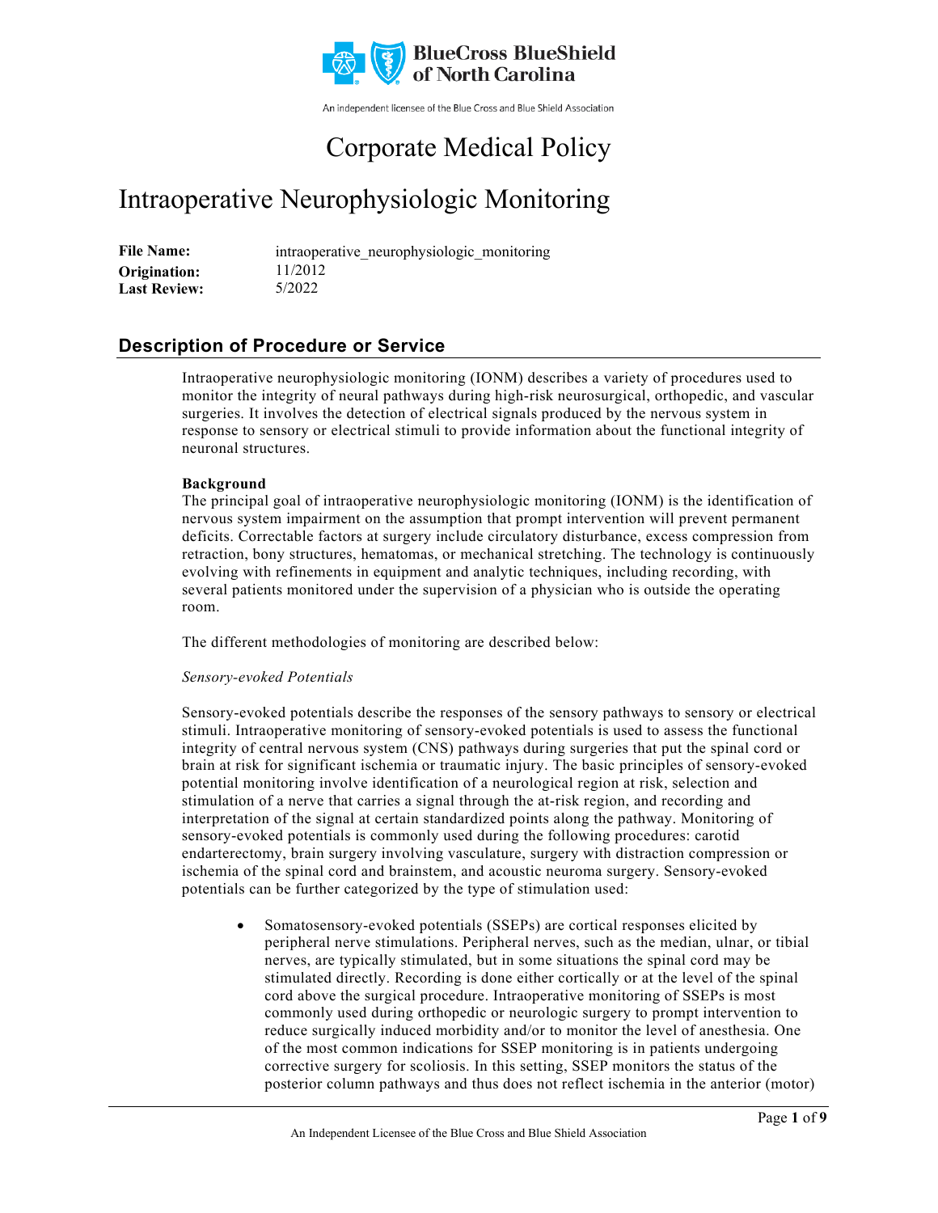# Corporate Medical Policy

# Intraoperative Neurophysiologic Monitoring

**File Name:** intraoperative_neurophysiologic_monitoring
**Origination:** 11/2012
**Last Review:** 5/2022

## Description of Procedure or Service

Intraoperative neurophysiologic monitoring (IONM) describes a variety of procedures used to monitor the integrity of neural pathways during high-risk neurosurgical, orthopedic, and vascular surgeries. It involves the detection of electrical signals produced by the nervous system in response to sensory or electrical stimuli to provide information about the functional integrity of neuronal structures.

**Background**

The principal goal of intraoperative neurophysiologic monitoring (IONM) is the identification of nervous system impairment on the assumption that prompt intervention will prevent permanent deficits. Correctable factors at surgery include circulatory disturbance, excess compression from retraction, bony structures, hematomas, or mechanical stretching. The technology is continuously evolving with refinements in equipment and analytic techniques, including recording, with several patients monitored under the supervision of a physician who is outside the operating room.

The different methodologies of monitoring are described below:

*Sensory-evoked Potentials*

Sensory-evoked potentials describe the responses of the sensory pathways to sensory or electrical stimuli. Intraoperative monitoring of sensory-evoked potentials is used to assess the functional integrity of central nervous system (CNS) pathways during surgeries that put the spinal cord or brain at risk for significant ischemia or traumatic injury. The basic principles of sensory-evoked potential monitoring involve identification of a neurological region at risk, selection and stimulation of a nerve that carries a signal through the at-risk region, and recording and interpretation of the signal at certain standardized points along the pathway. Monitoring of sensory-evoked potentials is commonly used during the following procedures: carotid endarterectomy, brain surgery involving vasculature, surgery with distraction compression or ischemia of the spinal cord and brainstem, and acoustic neuroma surgery. Sensory-evoked potentials can be further categorized by the type of stimulation used:

- Somatosensory-evoked potentials (SSEPs) are cortical responses elicited by peripheral nerve stimulations. Peripheral nerves, such as the median, ulnar, or tibial nerves, are typically stimulated, but in some situations the spinal cord may be stimulated directly. Recording is done either cortically or at the level of the spinal cord above the surgical procedure. Intraoperative monitoring of SSEPs is most commonly used during orthopedic or neurologic surgery to prompt intervention to reduce surgically induced morbidity and/or to monitor the level of anesthesia. One of the most common indications for SSEP monitoring is in patients undergoing corrective surgery for scoliosis. In this setting, SSEP monitors the status of the posterior column pathways and thus does not reflect ischemia in the anterior (motor)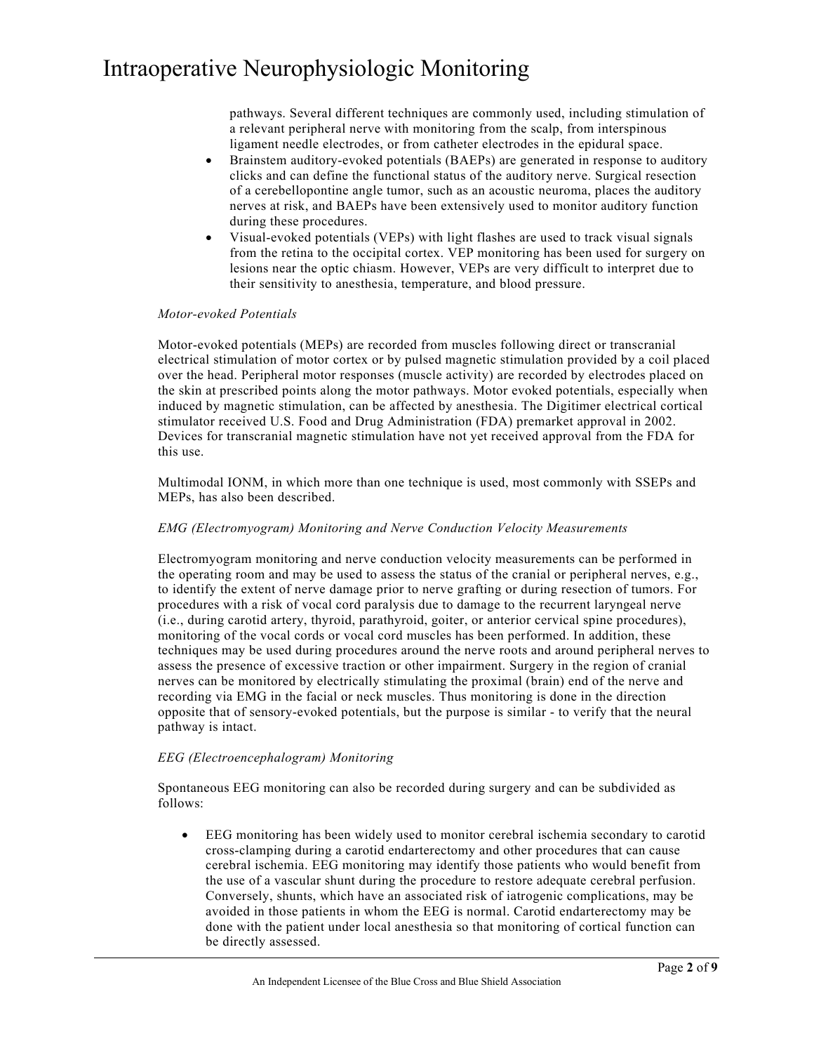pathways. Several different techniques are commonly used, including stimulation of a relevant peripheral nerve with monitoring from the scalp, from interspinous ligament needle electrodes, or from catheter electrodes in the epidural space.

- Brainstem auditory-evoked potentials (BAEPs) are generated in response to auditory clicks and can define the functional status of the auditory nerve. Surgical resection of a cerebellopontine angle tumor, such as an acoustic neuroma, places the auditory nerves at risk, and BAEPs have been extensively used to monitor auditory function during these procedures.
- Visual-evoked potentials (VEPs) with light flashes are used to track visual signals from the retina to the occipital cortex. VEP monitoring has been used for surgery on lesions near the optic chiasm. However, VEPs are very difficult to interpret due to their sensitivity to anesthesia, temperature, and blood pressure.

*Motor-evoked Potentials*

Motor-evoked potentials (MEPs) are recorded from muscles following direct or transcranial electrical stimulation of motor cortex or by pulsed magnetic stimulation provided by a coil placed over the head. Peripheral motor responses (muscle activity) are recorded by electrodes placed on the skin at prescribed points along the motor pathways. Motor evoked potentials, especially when induced by magnetic stimulation, can be affected by anesthesia. The Digitimer electrical cortical stimulator received U.S. Food and Drug Administration (FDA) premarket approval in 2002. Devices for transcranial magnetic stimulation have not yet received approval from the FDA for this use.

Multimodal IONM, in which more than one technique is used, most commonly with SSEPs and MEPs, has also been described.

*EMG (Electromyogram) Monitoring and Nerve Conduction Velocity Measurements*

Electromyogram monitoring and nerve conduction velocity measurements can be performed in the operating room and may be used to assess the status of the cranial or peripheral nerves, e.g., to identify the extent of nerve damage prior to nerve grafting or during resection of tumors. For procedures with a risk of vocal cord paralysis due to damage to the recurrent laryngeal nerve (i.e., during carotid artery, thyroid, parathyroid, goiter, or anterior cervical spine procedures), monitoring of the vocal cords or vocal cord muscles has been performed. In addition, these techniques may be used during procedures around the nerve roots and around peripheral nerves to assess the presence of excessive traction or other impairment. Surgery in the region of cranial nerves can be monitored by electrically stimulating the proximal (brain) end of the nerve and recording via EMG in the facial or neck muscles. Thus monitoring is done in the direction opposite that of sensory-evoked potentials, but the purpose is similar - to verify that the neural pathway is intact.

*EEG (Electroencephalogram) Monitoring*

Spontaneous EEG monitoring can also be recorded during surgery and can be subdivided as follows:

- EEG monitoring has been widely used to monitor cerebral ischemia secondary to carotid cross-clamping during a carotid endarterectomy and other procedures that can cause cerebral ischemia. EEG monitoring may identify those patients who would benefit from the use of a vascular shunt during the procedure to restore adequate cerebral perfusion. Conversely, shunts, which have an associated risk of iatrogenic complications, may be avoided in those patients in whom the EEG is normal. Carotid endarterectomy may be done with the patient under local anesthesia so that monitoring of cortical function can be directly assessed.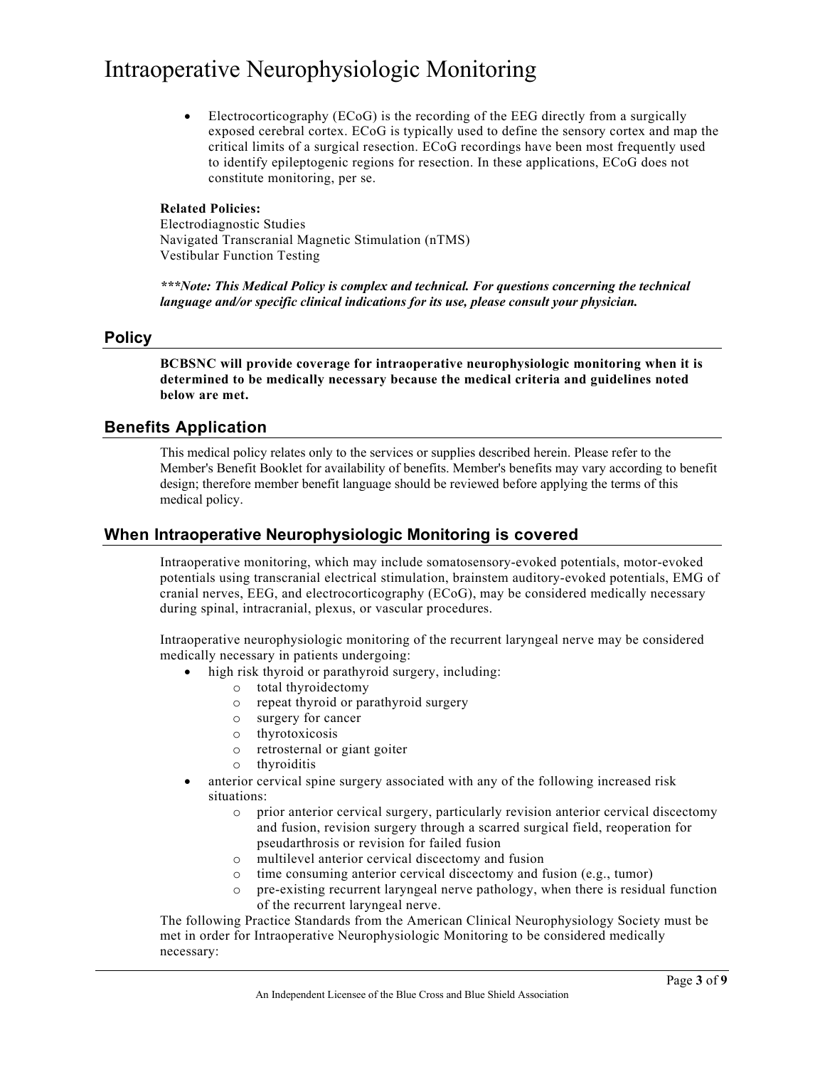- Electrocorticography (ECoG) is the recording of the EEG directly from a surgically exposed cerebral cortex. ECoG is typically used to define the sensory cortex and map the critical limits of a surgical resection. ECoG recordings have been most frequently used to identify epileptogenic regions for resection. In these applications, ECoG does not constitute monitoring, per se.

**Related Policies:**
Electrodiagnostic Studies
Navigated Transcranial Magnetic Stimulation (nTMS)
Vestibular Function Testing

***\*\*\*Note: This Medical Policy is complex and technical. For questions concerning the technical language and/or specific clinical indications for its use, please consult your physician.***

## Policy

**BCBSNC will provide coverage for intraoperative neurophysiologic monitoring when it is determined to be medically necessary because the medical criteria and guidelines noted below are met.**

## Benefits Application

This medical policy relates only to the services or supplies described herein. Please refer to the Member's Benefit Booklet for availability of benefits. Member's benefits may vary according to benefit design; therefore member benefit language should be reviewed before applying the terms of this medical policy.

## When Intraoperative Neurophysiologic Monitoring is covered

Intraoperative monitoring, which may include somatosensory-evoked potentials, motor-evoked potentials using transcranial electrical stimulation, brainstem auditory-evoked potentials, EMG of cranial nerves, EEG, and electrocorticography (ECoG), may be considered medically necessary during spinal, intracranial, plexus, or vascular procedures.

Intraoperative neurophysiologic monitoring of the recurrent laryngeal nerve may be considered medically necessary in patients undergoing:

- high risk thyroid or parathyroid surgery, including:
  - total thyroidectomy
  - repeat thyroid or parathyroid surgery
  - surgery for cancer
  - thyrotoxicosis
  - retrosternal or giant goiter
  - thyroiditis
- anterior cervical spine surgery associated with any of the following increased risk situations:
  - prior anterior cervical surgery, particularly revision anterior cervical discectomy and fusion, revision surgery through a scarred surgical field, reoperation for pseudarthrosis or revision for failed fusion
  - multilevel anterior cervical discectomy and fusion
  - time consuming anterior cervical discectomy and fusion (e.g., tumor)
  - pre-existing recurrent laryngeal nerve pathology, when there is residual function of the recurrent laryngeal nerve.

The following Practice Standards from the American Clinical Neurophysiology Society must be met in order for Intraoperative Neurophysiologic Monitoring to be considered medically necessary: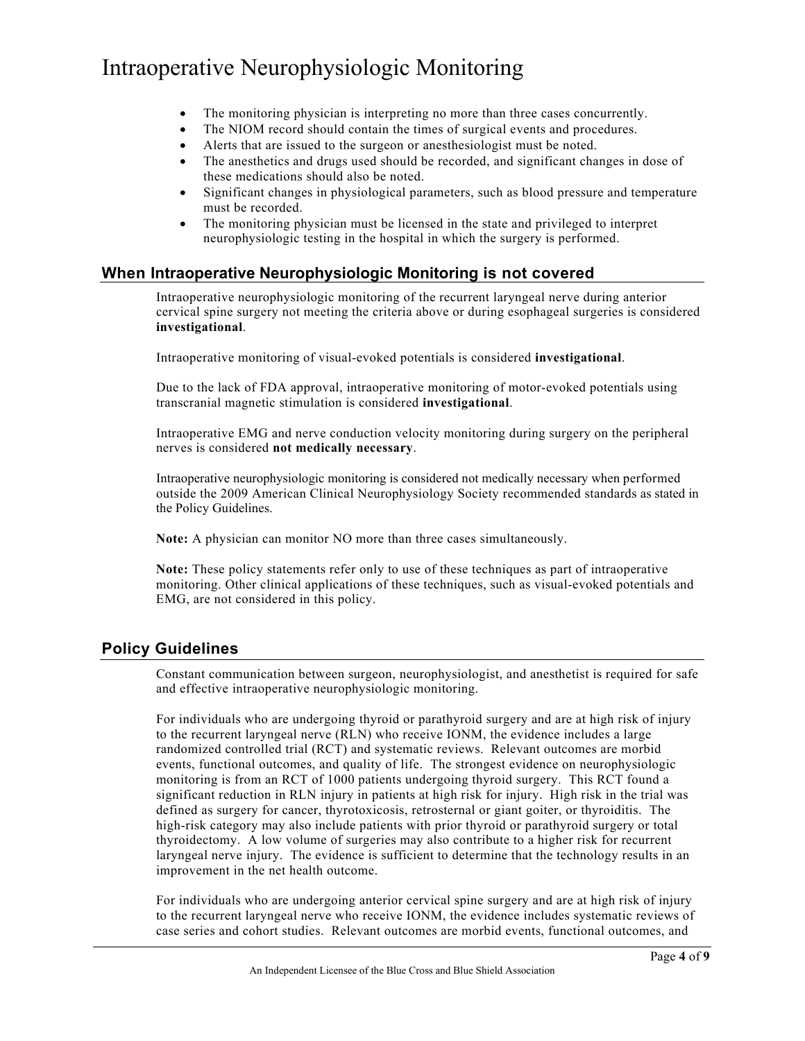- The monitoring physician is interpreting no more than three cases concurrently.
- The NIOM record should contain the times of surgical events and procedures.
- Alerts that are issued to the surgeon or anesthesiologist must be noted.
- The anesthetics and drugs used should be recorded, and significant changes in dose of these medications should also be noted.
- Significant changes in physiological parameters, such as blood pressure and temperature must be recorded.
- The monitoring physician must be licensed in the state and privileged to interpret neurophysiologic testing in the hospital in which the surgery is performed.

## When Intraoperative Neurophysiologic Monitoring is not covered

Intraoperative neurophysiologic monitoring of the recurrent laryngeal nerve during anterior cervical spine surgery not meeting the criteria above or during esophageal surgeries is considered **investigational**.

Intraoperative monitoring of visual-evoked potentials is considered **investigational**.

Due to the lack of FDA approval, intraoperative monitoring of motor-evoked potentials using transcranial magnetic stimulation is considered **investigational**.

Intraoperative EMG and nerve conduction velocity monitoring during surgery on the peripheral nerves is considered **not medically necessary**.

Intraoperative neurophysiologic monitoring is considered not medically necessary when performed outside the 2009 American Clinical Neurophysiology Society recommended standards as stated in the Policy Guidelines.

**Note:** A physician can monitor NO more than three cases simultaneously.

**Note:** These policy statements refer only to use of these techniques as part of intraoperative monitoring. Other clinical applications of these techniques, such as visual-evoked potentials and EMG, are not considered in this policy.

## Policy Guidelines

Constant communication between surgeon, neurophysiologist, and anesthetist is required for safe and effective intraoperative neurophysiologic monitoring.

For individuals who are undergoing thyroid or parathyroid surgery and are at high risk of injury to the recurrent laryngeal nerve (RLN) who receive IONM, the evidence includes a large randomized controlled trial (RCT) and systematic reviews. Relevant outcomes are morbid events, functional outcomes, and quality of life. The strongest evidence on neurophysiologic monitoring is from an RCT of 1000 patients undergoing thyroid surgery. This RCT found a significant reduction in RLN injury in patients at high risk for injury. High risk in the trial was defined as surgery for cancer, thyrotoxicosis, retrosternal or giant goiter, or thyroiditis. The high-risk category may also include patients with prior thyroid or parathyroid surgery or total thyroidectomy. A low volume of surgeries may also contribute to a higher risk for recurrent laryngeal nerve injury. The evidence is sufficient to determine that the technology results in an improvement in the net health outcome.

For individuals who are undergoing anterior cervical spine surgery and are at high risk of injury to the recurrent laryngeal nerve who receive IONM, the evidence includes systematic reviews of case series and cohort studies. Relevant outcomes are morbid events, functional outcomes, and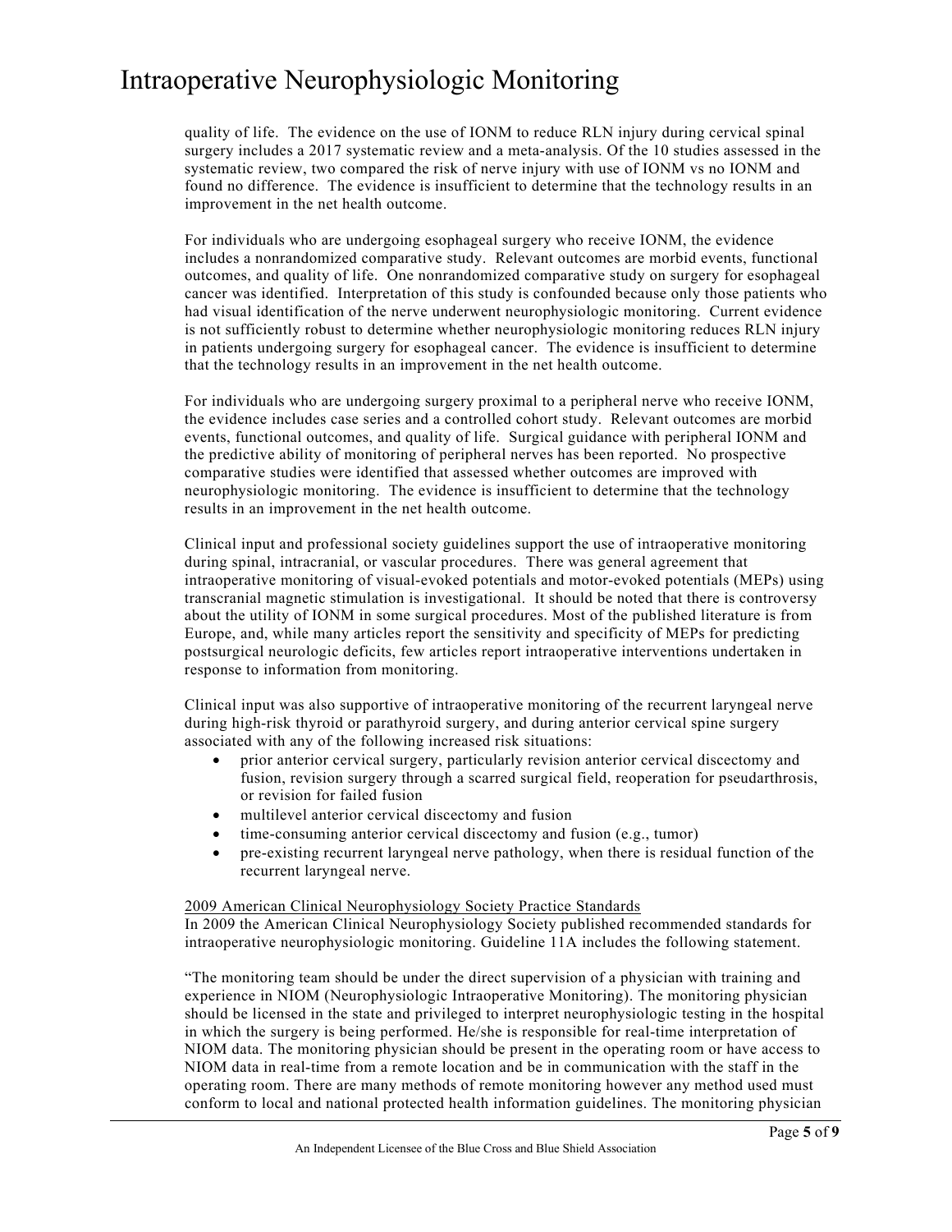quality of life. The evidence on the use of IONM to reduce RLN injury during cervical spinal surgery includes a 2017 systematic review and a meta-analysis. Of the 10 studies assessed in the systematic review, two compared the risk of nerve injury with use of IONM vs no IONM and found no difference. The evidence is insufficient to determine that the technology results in an improvement in the net health outcome.

For individuals who are undergoing esophageal surgery who receive IONM, the evidence includes a nonrandomized comparative study. Relevant outcomes are morbid events, functional outcomes, and quality of life. One nonrandomized comparative study on surgery for esophageal cancer was identified. Interpretation of this study is confounded because only those patients who had visual identification of the nerve underwent neurophysiologic monitoring. Current evidence is not sufficiently robust to determine whether neurophysiologic monitoring reduces RLN injury in patients undergoing surgery for esophageal cancer. The evidence is insufficient to determine that the technology results in an improvement in the net health outcome.

For individuals who are undergoing surgery proximal to a peripheral nerve who receive IONM, the evidence includes case series and a controlled cohort study. Relevant outcomes are morbid events, functional outcomes, and quality of life. Surgical guidance with peripheral IONM and the predictive ability of monitoring of peripheral nerves has been reported. No prospective comparative studies were identified that assessed whether outcomes are improved with neurophysiologic monitoring. The evidence is insufficient to determine that the technology results in an improvement in the net health outcome.

Clinical input and professional society guidelines support the use of intraoperative monitoring during spinal, intracranial, or vascular procedures. There was general agreement that intraoperative monitoring of visual-evoked potentials and motor-evoked potentials (MEPs) using transcranial magnetic stimulation is investigational. It should be noted that there is controversy about the utility of IONM in some surgical procedures. Most of the published literature is from Europe, and, while many articles report the sensitivity and specificity of MEPs for predicting postsurgical neurologic deficits, few articles report intraoperative interventions undertaken in response to information from monitoring.

Clinical input was also supportive of intraoperative monitoring of the recurrent laryngeal nerve during high-risk thyroid or parathyroid surgery, and during anterior cervical spine surgery associated with any of the following increased risk situations:

- prior anterior cervical surgery, particularly revision anterior cervical discectomy and fusion, revision surgery through a scarred surgical field, reoperation for pseudarthrosis, or revision for failed fusion
- multilevel anterior cervical discectomy and fusion
- time-consuming anterior cervical discectomy and fusion (e.g., tumor)
- pre-existing recurrent laryngeal nerve pathology, when there is residual function of the recurrent laryngeal nerve.

<u>2009 American Clinical Neurophysiology Society Practice Standards</u>

In 2009 the American Clinical Neurophysiology Society published recommended standards for intraoperative neurophysiologic monitoring. Guideline 11A includes the following statement.

"The monitoring team should be under the direct supervision of a physician with training and experience in NIOM (Neurophysiologic Intraoperative Monitoring). The monitoring physician should be licensed in the state and privileged to interpret neurophysiologic testing in the hospital in which the surgery is being performed. He/she is responsible for real-time interpretation of NIOM data. The monitoring physician should be present in the operating room or have access to NIOM data in real-time from a remote location and be in communication with the staff in the operating room. There are many methods of remote monitoring however any method used must conform to local and national protected health information guidelines. The monitoring physician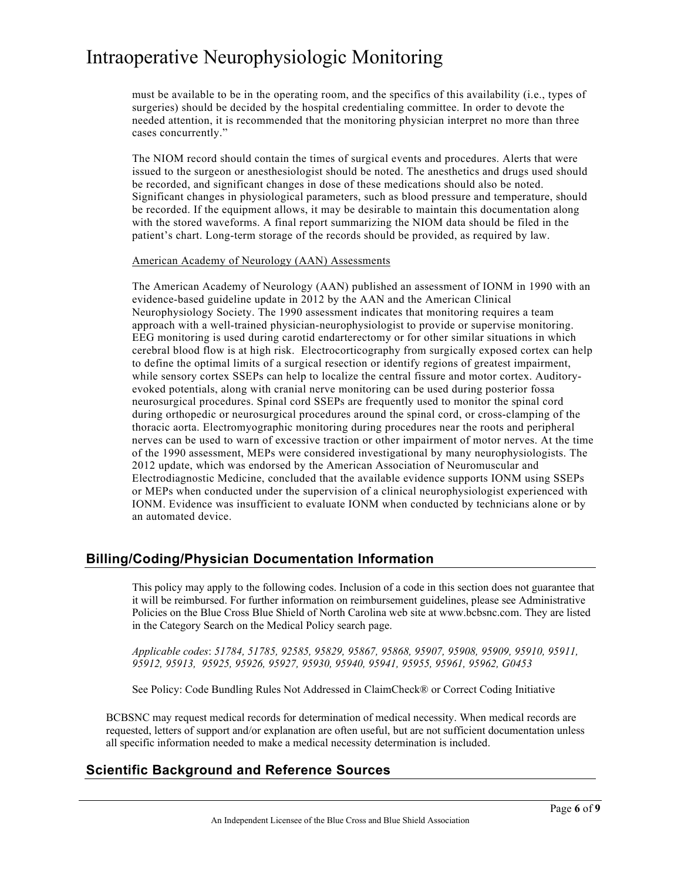must be available to be in the operating room, and the specifics of this availability (i.e., types of surgeries) should be decided by the hospital credentialing committee. In order to devote the needed attention, it is recommended that the monitoring physician interpret no more than three cases concurrently."

The NIOM record should contain the times of surgical events and procedures. Alerts that were issued to the surgeon or anesthesiologist should be noted. The anesthetics and drugs used should be recorded, and significant changes in dose of these medications should also be noted. Significant changes in physiological parameters, such as blood pressure and temperature, should be recorded. If the equipment allows, it may be desirable to maintain this documentation along with the stored waveforms. A final report summarizing the NIOM data should be filed in the patient's chart. Long-term storage of the records should be provided, as required by law.

American Academy of Neurology (AAN) Assessments

The American Academy of Neurology (AAN) published an assessment of IONM in 1990 with an evidence-based guideline update in 2012 by the AAN and the American Clinical Neurophysiology Society. The 1990 assessment indicates that monitoring requires a team approach with a well-trained physician-neurophysiologist to provide or supervise monitoring. EEG monitoring is used during carotid endarterectomy or for other similar situations in which cerebral blood flow is at high risk. Electrocorticography from surgically exposed cortex can help to define the optimal limits of a surgical resection or identify regions of greatest impairment, while sensory cortex SSEPs can help to localize the central fissure and motor cortex. Auditory-evoked potentials, along with cranial nerve monitoring can be used during posterior fossa neurosurgical procedures. Spinal cord SSEPs are frequently used to monitor the spinal cord during orthopedic or neurosurgical procedures around the spinal cord, or cross-clamping of the thoracic aorta. Electromyographic monitoring during procedures near the roots and peripheral nerves can be used to warn of excessive traction or other impairment of motor nerves. At the time of the 1990 assessment, MEPs were considered investigational by many neurophysiologists. The 2012 update, which was endorsed by the American Association of Neuromuscular and Electrodiagnostic Medicine, concluded that the available evidence supports IONM using SSEPs or MEPs when conducted under the supervision of a clinical neurophysiologist experienced with IONM. Evidence was insufficient to evaluate IONM when conducted by technicians alone or by an automated device.

## Billing/Coding/Physician Documentation Information

This policy may apply to the following codes. Inclusion of a code in this section does not guarantee that it will be reimbursed. For further information on reimbursement guidelines, please see Administrative Policies on the Blue Cross Blue Shield of North Carolina web site at www.bcbsnc.com. They are listed in the Category Search on the Medical Policy search page.

*Applicable codes*: *51784, 51785, 92585, 95829, 95867, 95868, 95907, 95908, 95909, 95910, 95911, 95912, 95913, 95925, 95926, 95927, 95930, 95940, 95941, 95955, 95961, 95962, G0453*

See Policy: Code Bundling Rules Not Addressed in ClaimCheck® or Correct Coding Initiative

BCBSNC may request medical records for determination of medical necessity. When medical records are requested, letters of support and/or explanation are often useful, but are not sufficient documentation unless all specific information needed to make a medical necessity determination is included.

## Scientific Background and Reference Sources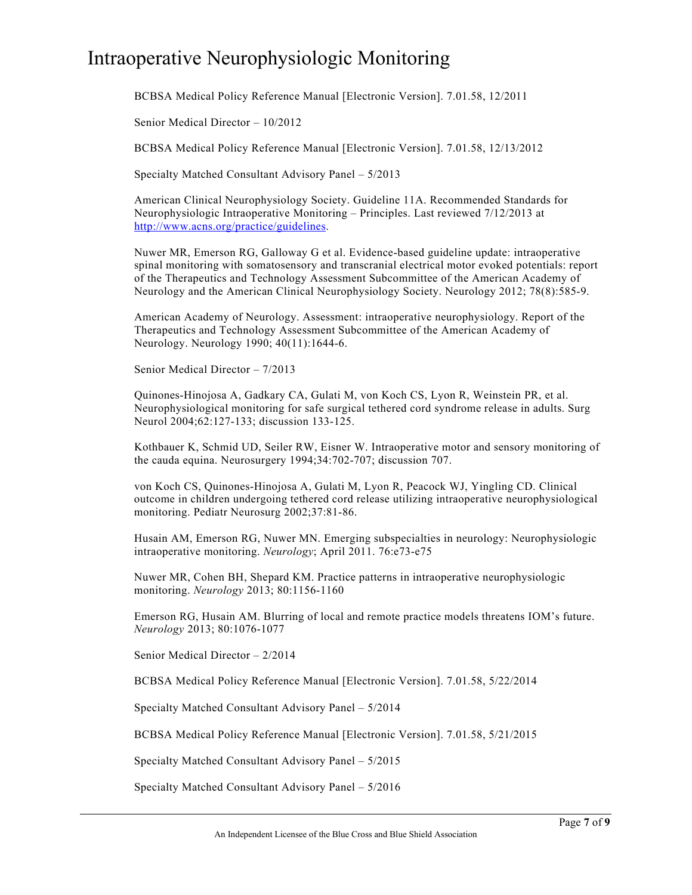BCBSA Medical Policy Reference Manual [Electronic Version]. 7.01.58, 12/2011

Senior Medical Director – 10/2012

BCBSA Medical Policy Reference Manual [Electronic Version]. 7.01.58, 12/13/2012

Specialty Matched Consultant Advisory Panel – 5/2013

American Clinical Neurophysiology Society. Guideline 11A. Recommended Standards for Neurophysiologic Intraoperative Monitoring – Principles. Last reviewed 7/12/2013 at [http://www.acns.org/practice/guidelines](http://www.acns.org/practice/guidelines).

Nuwer MR, Emerson RG, Galloway G et al. Evidence-based guideline update: intraoperative spinal monitoring with somatosensory and transcranial electrical motor evoked potentials: report of the Therapeutics and Technology Assessment Subcommittee of the American Academy of Neurology and the American Clinical Neurophysiology Society. Neurology 2012; 78(8):585-9.

American Academy of Neurology. Assessment: intraoperative neurophysiology. Report of the Therapeutics and Technology Assessment Subcommittee of the American Academy of Neurology. Neurology 1990; 40(11):1644-6.

Senior Medical Director – 7/2013

Quinones-Hinojosa A, Gadkary CA, Gulati M, von Koch CS, Lyon R, Weinstein PR, et al. Neurophysiological monitoring for safe surgical tethered cord syndrome release in adults. Surg Neurol 2004;62:127-133; discussion 133-125.

Kothbauer K, Schmid UD, Seiler RW, Eisner W. Intraoperative motor and sensory monitoring of the cauda equina. Neurosurgery 1994;34:702-707; discussion 707.

von Koch CS, Quinones-Hinojosa A, Gulati M, Lyon R, Peacock WJ, Yingling CD. Clinical outcome in children undergoing tethered cord release utilizing intraoperative neurophysiological monitoring. Pediatr Neurosurg 2002;37:81-86.

Husain AM, Emerson RG, Nuwer MN. Emerging subspecialties in neurology: Neurophysiologic intraoperative monitoring. *Neurology*; April 2011. 76:e73-e75

Nuwer MR, Cohen BH, Shepard KM. Practice patterns in intraoperative neurophysiologic monitoring. *Neurology* 2013; 80:1156-1160

Emerson RG, Husain AM. Blurring of local and remote practice models threatens IOM's future. *Neurology* 2013; 80:1076-1077

Senior Medical Director – 2/2014

BCBSA Medical Policy Reference Manual [Electronic Version]. 7.01.58, 5/22/2014

Specialty Matched Consultant Advisory Panel – 5/2014

BCBSA Medical Policy Reference Manual [Electronic Version]. 7.01.58, 5/21/2015

Specialty Matched Consultant Advisory Panel – 5/2015

Specialty Matched Consultant Advisory Panel – 5/2016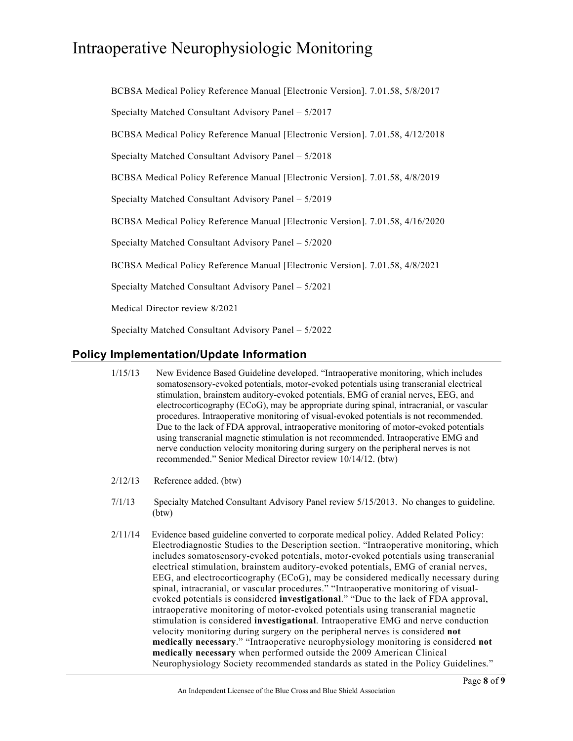BCBSA Medical Policy Reference Manual [Electronic Version]. 7.01.58, 5/8/2017

Specialty Matched Consultant Advisory Panel – 5/2017

BCBSA Medical Policy Reference Manual [Electronic Version]. 7.01.58, 4/12/2018

Specialty Matched Consultant Advisory Panel – 5/2018

BCBSA Medical Policy Reference Manual [Electronic Version]. 7.01.58, 4/8/2019

Specialty Matched Consultant Advisory Panel – 5/2019

BCBSA Medical Policy Reference Manual [Electronic Version]. 7.01.58, 4/16/2020

Specialty Matched Consultant Advisory Panel – 5/2020

BCBSA Medical Policy Reference Manual [Electronic Version]. 7.01.58, 4/8/2021

Specialty Matched Consultant Advisory Panel – 5/2021

Medical Director review 8/2021

Specialty Matched Consultant Advisory Panel – 5/2022

## Policy Implementation/Update Information

1/15/13 New Evidence Based Guideline developed. "Intraoperative monitoring, which includes somatosensory-evoked potentials, motor-evoked potentials using transcranial electrical stimulation, brainstem auditory-evoked potentials, EMG of cranial nerves, EEG, and electrocorticography (ECoG), may be appropriate during spinal, intracranial, or vascular procedures. Intraoperative monitoring of visual-evoked potentials is not recommended. Due to the lack of FDA approval, intraoperative monitoring of motor-evoked potentials using transcranial magnetic stimulation is not recommended. Intraoperative EMG and nerve conduction velocity monitoring during surgery on the peripheral nerves is not recommended." Senior Medical Director review 10/14/12. (btw)

2/12/13 Reference added. (btw)

7/1/13 Specialty Matched Consultant Advisory Panel review 5/15/2013. No changes to guideline. (btw)

2/11/14 Evidence based guideline converted to corporate medical policy. Added Related Policy: Electrodiagnostic Studies to the Description section. "Intraoperative monitoring, which includes somatosensory-evoked potentials, motor-evoked potentials using transcranial electrical stimulation, brainstem auditory-evoked potentials, EMG of cranial nerves, EEG, and electrocorticography (ECoG), may be considered medically necessary during spinal, intracranial, or vascular procedures." "Intraoperative monitoring of visual-evoked potentials is considered **investigational**." "Due to the lack of FDA approval, intraoperative monitoring of motor-evoked potentials using transcranial magnetic stimulation is considered **investigational**. Intraoperative EMG and nerve conduction velocity monitoring during surgery on the peripheral nerves is considered **not medically necessary**." "Intraoperative neurophysiology monitoring is considered **not medically necessary** when performed outside the 2009 American Clinical Neurophysiology Society recommended standards as stated in the Policy Guidelines."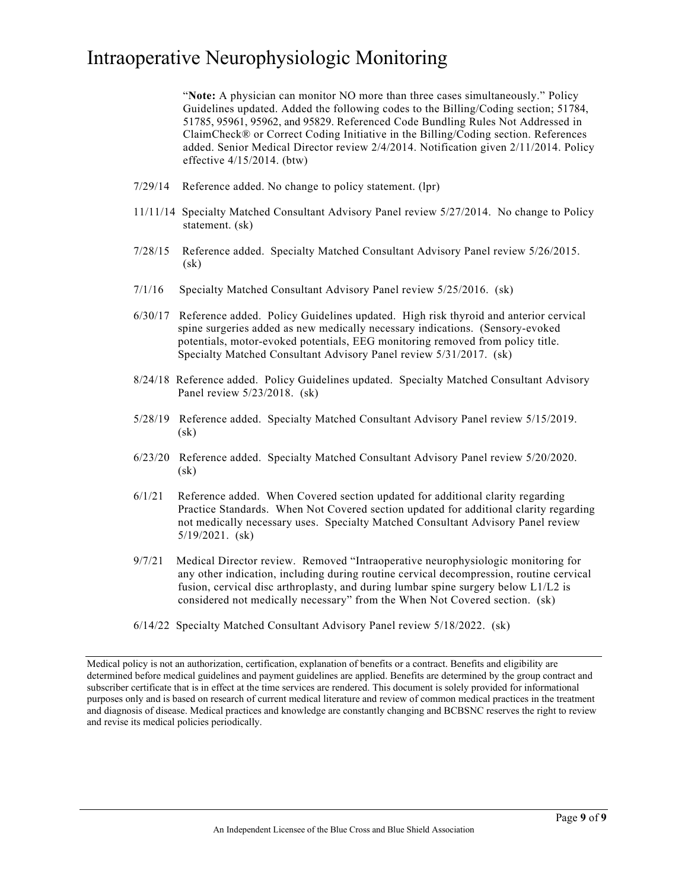"**Note:** A physician can monitor NO more than three cases simultaneously." Policy Guidelines updated. Added the following codes to the Billing/Coding section; 51784, 51785, 95961, 95962, and 95829. Referenced Code Bundling Rules Not Addressed in ClaimCheck® or Correct Coding Initiative in the Billing/Coding section. References added. Senior Medical Director review 2/4/2014. Notification given 2/11/2014. Policy effective 4/15/2014. (btw)

7/29/14 Reference added. No change to policy statement. (lpr)

11/11/14 Specialty Matched Consultant Advisory Panel review 5/27/2014. No change to Policy statement. (sk)

7/28/15 Reference added. Specialty Matched Consultant Advisory Panel review 5/26/2015. (sk)

7/1/16 Specialty Matched Consultant Advisory Panel review 5/25/2016. (sk)

6/30/17 Reference added. Policy Guidelines updated. High risk thyroid and anterior cervical spine surgeries added as new medically necessary indications. (Sensory-evoked potentials, motor-evoked potentials, EEG monitoring removed from policy title. Specialty Matched Consultant Advisory Panel review 5/31/2017. (sk)

8/24/18 Reference added. Policy Guidelines updated. Specialty Matched Consultant Advisory Panel review 5/23/2018. (sk)

5/28/19 Reference added. Specialty Matched Consultant Advisory Panel review 5/15/2019. (sk)

6/23/20 Reference added. Specialty Matched Consultant Advisory Panel review 5/20/2020. (sk)

6/1/21 Reference added. When Covered section updated for additional clarity regarding Practice Standards. When Not Covered section updated for additional clarity regarding not medically necessary uses. Specialty Matched Consultant Advisory Panel review 5/19/2021. (sk)

9/7/21 Medical Director review. Removed "Intraoperative neurophysiologic monitoring for any other indication, including during routine cervical decompression, routine cervical fusion, cervical disc arthroplasty, and during lumbar spine surgery below L1/L2 is considered not medically necessary" from the When Not Covered section. (sk)

6/14/22 Specialty Matched Consultant Advisory Panel review 5/18/2022. (sk)

Medical policy is not an authorization, certification, explanation of benefits or a contract. Benefits and eligibility are determined before medical guidelines and payment guidelines are applied. Benefits are determined by the group contract and subscriber certificate that is in effect at the time services are rendered. This document is solely provided for informational purposes only and is based on research of current medical literature and review of common medical practices in the treatment and diagnosis of disease. Medical practices and knowledge are constantly changing and BCBSNC reserves the right to review and revise its medical policies periodically.